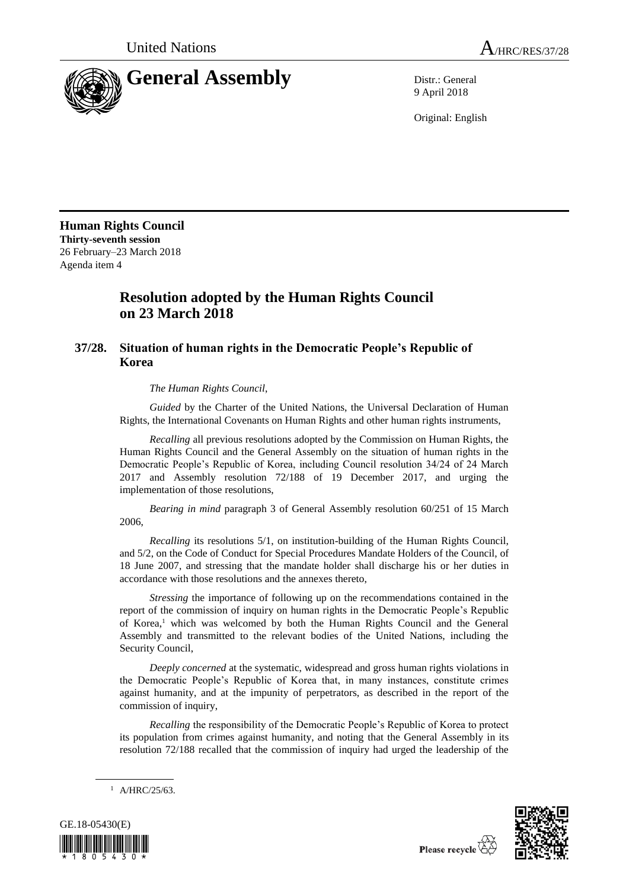United Nations A/HRC/RES/37/28

# General Assembly

Distr.: General
9 April 2018

Original: English

**Human Rights Council**
**Thirty-seventh session**
26 February–23 March 2018
Agenda item 4

## Resolution adopted by the Human Rights Council on 23 March 2018

### 37/28. Situation of human rights in the Democratic People's Republic of Korea

*The Human Rights Council*,

*Guided* by the Charter of the United Nations, the Universal Declaration of Human Rights, the International Covenants on Human Rights and other human rights instruments,

*Recalling* all previous resolutions adopted by the Commission on Human Rights, the Human Rights Council and the General Assembly on the situation of human rights in the Democratic People's Republic of Korea, including Council resolution 34/24 of 24 March 2017 and Assembly resolution 72/188 of 19 December 2017, and urging the implementation of those resolutions,

*Bearing in mind* paragraph 3 of General Assembly resolution 60/251 of 15 March 2006,

*Recalling* its resolutions 5/1, on institution-building of the Human Rights Council, and 5/2, on the Code of Conduct for Special Procedures Mandate Holders of the Council, of 18 June 2007, and stressing that the mandate holder shall discharge his or her duties in accordance with those resolutions and the annexes thereto,

*Stressing* the importance of following up on the recommendations contained in the report of the commission of inquiry on human rights in the Democratic People's Republic of Korea,[1] which was welcomed by both the Human Rights Council and the General Assembly and transmitted to the relevant bodies of the United Nations, including the Security Council,

*Deeply concerned* at the systematic, widespread and gross human rights violations in the Democratic People's Republic of Korea that, in many instances, constitute crimes against humanity, and at the impunity of perpetrators, as described in the report of the commission of inquiry,

*Recalling* the responsibility of the Democratic People's Republic of Korea to protect its population from crimes against humanity, and noting that the General Assembly in its resolution 72/188 recalled that the commission of inquiry had urged the leadership of the

[1] A/HRC/25/63.

GE.18-05430(E)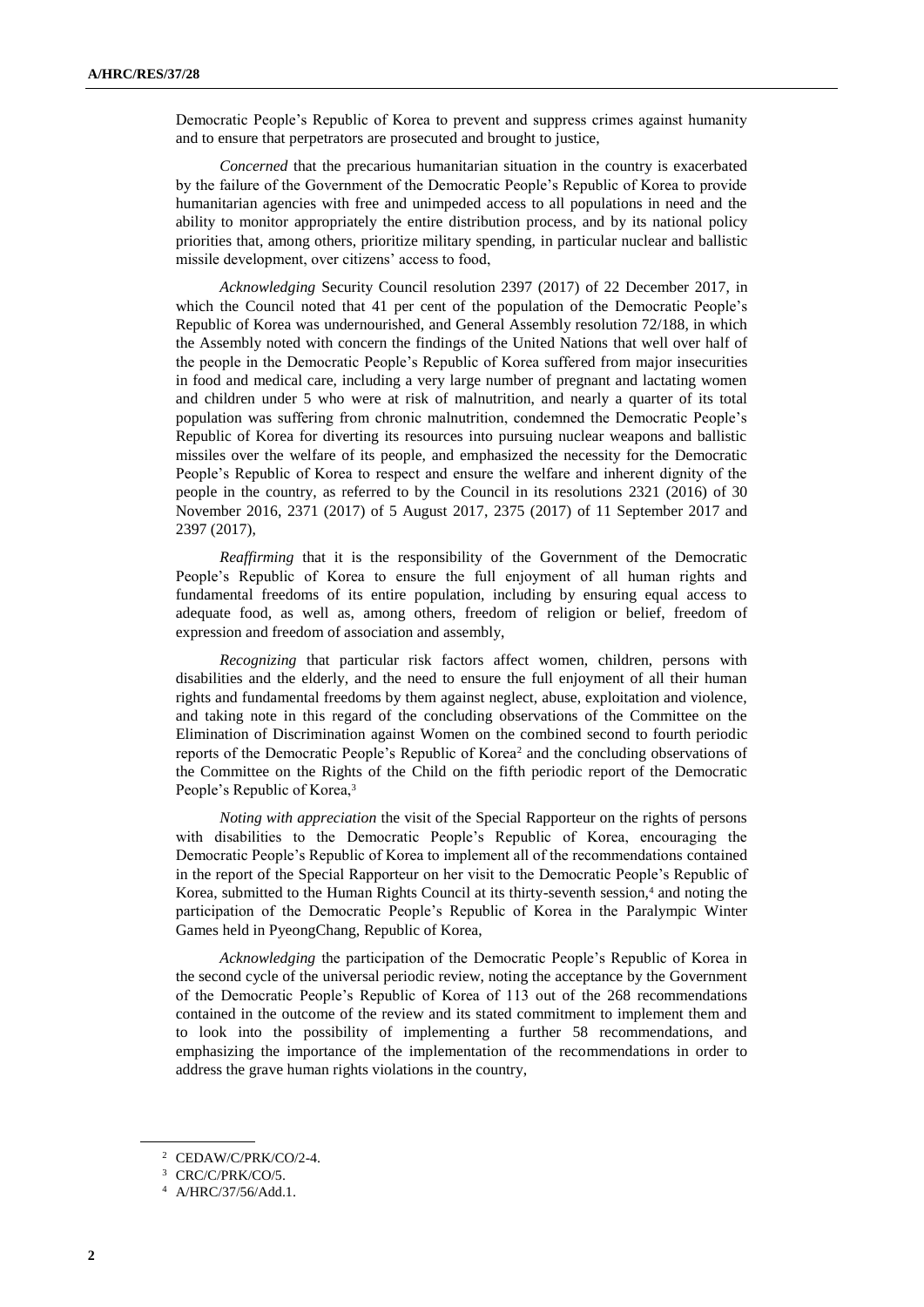Democratic People's Republic of Korea to prevent and suppress crimes against humanity and to ensure that perpetrators are prosecuted and brought to justice,

*Concerned* that the precarious humanitarian situation in the country is exacerbated by the failure of the Government of the Democratic People's Republic of Korea to provide humanitarian agencies with free and unimpeded access to all populations in need and the ability to monitor appropriately the entire distribution process, and by its national policy priorities that, among others, prioritize military spending, in particular nuclear and ballistic missile development, over citizens' access to food,

*Acknowledging* Security Council resolution 2397 (2017) of 22 December 2017, in which the Council noted that 41 per cent of the population of the Democratic People's Republic of Korea was undernourished, and General Assembly resolution 72/188, in which the Assembly noted with concern the findings of the United Nations that well over half of the people in the Democratic People's Republic of Korea suffered from major insecurities in food and medical care, including a very large number of pregnant and lactating women and children under 5 who were at risk of malnutrition, and nearly a quarter of its total population was suffering from chronic malnutrition, condemned the Democratic People's Republic of Korea for diverting its resources into pursuing nuclear weapons and ballistic missiles over the welfare of its people, and emphasized the necessity for the Democratic People's Republic of Korea to respect and ensure the welfare and inherent dignity of the people in the country, as referred to by the Council in its resolutions 2321 (2016) of 30 November 2016, 2371 (2017) of 5 August 2017, 2375 (2017) of 11 September 2017 and 2397 (2017),

*Reaffirming* that it is the responsibility of the Government of the Democratic People's Republic of Korea to ensure the full enjoyment of all human rights and fundamental freedoms of its entire population, including by ensuring equal access to adequate food, as well as, among others, freedom of religion or belief, freedom of expression and freedom of association and assembly,

*Recognizing* that particular risk factors affect women, children, persons with disabilities and the elderly, and the need to ensure the full enjoyment of all their human rights and fundamental freedoms by them against neglect, abuse, exploitation and violence, and taking note in this regard of the concluding observations of the Committee on the Elimination of Discrimination against Women on the combined second to fourth periodic reports of the Democratic People's Republic of Korea[2] and the concluding observations of the Committee on the Rights of the Child on the fifth periodic report of the Democratic People's Republic of Korea,[3]

*Noting with appreciation* the visit of the Special Rapporteur on the rights of persons with disabilities to the Democratic People's Republic of Korea, encouraging the Democratic People's Republic of Korea to implement all of the recommendations contained in the report of the Special Rapporteur on her visit to the Democratic People's Republic of Korea, submitted to the Human Rights Council at its thirty-seventh session,[4] and noting the participation of the Democratic People's Republic of Korea in the Paralympic Winter Games held in PyeongChang, Republic of Korea,

*Acknowledging* the participation of the Democratic People's Republic of Korea in the second cycle of the universal periodic review, noting the acceptance by the Government of the Democratic People's Republic of Korea of 113 out of the 268 recommendations contained in the outcome of the review and its stated commitment to implement them and to look into the possibility of implementing a further 58 recommendations, and emphasizing the importance of the implementation of the recommendations in order to address the grave human rights violations in the country,

---

[2] CEDAW/C/PRK/CO/2-4.

[3] CRC/C/PRK/CO/5.

[4] A/HRC/37/56/Add.1.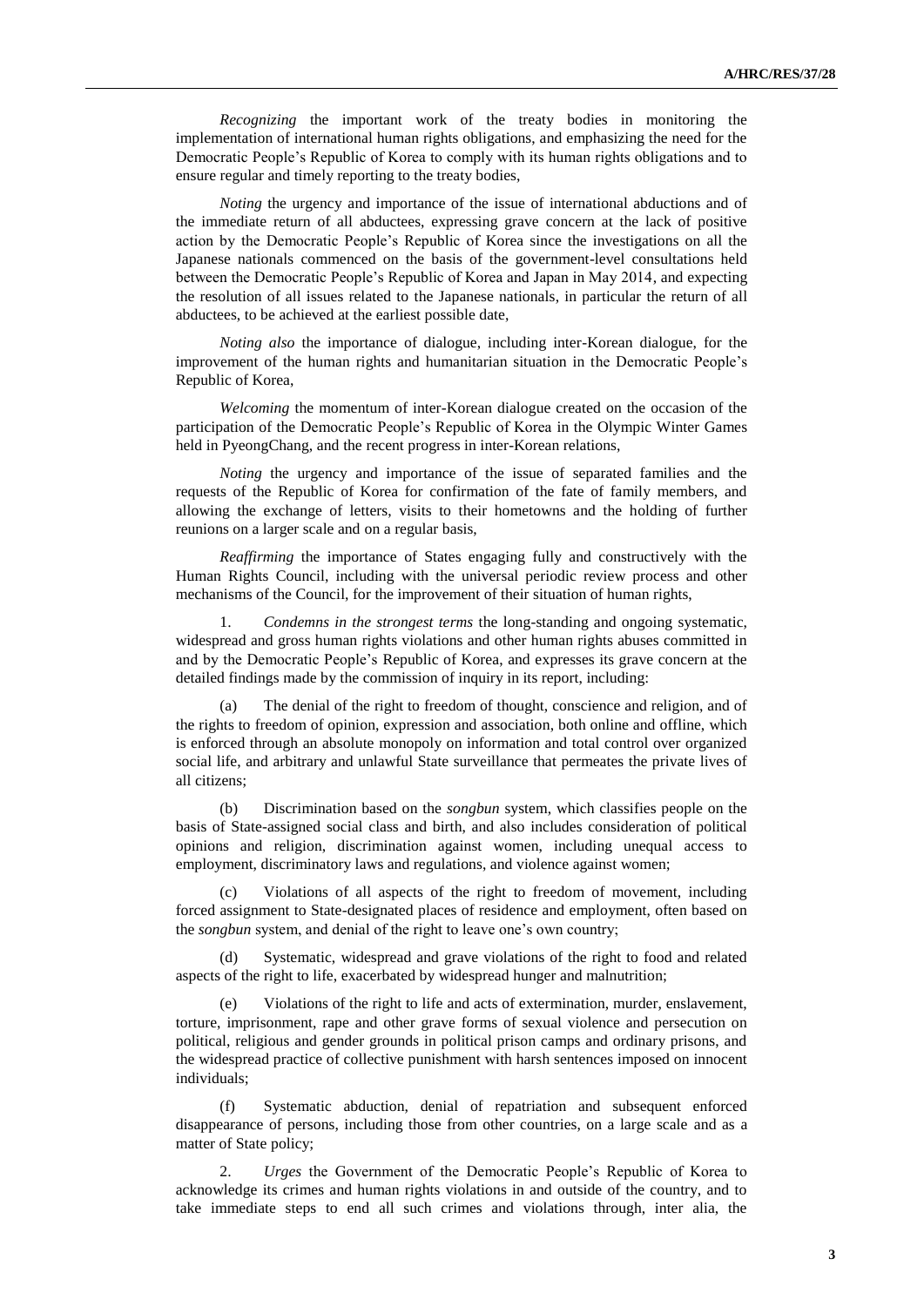*Recognizing* the important work of the treaty bodies in monitoring the implementation of international human rights obligations, and emphasizing the need for the Democratic People's Republic of Korea to comply with its human rights obligations and to ensure regular and timely reporting to the treaty bodies,

*Noting* the urgency and importance of the issue of international abductions and of the immediate return of all abductees, expressing grave concern at the lack of positive action by the Democratic People's Republic of Korea since the investigations on all the Japanese nationals commenced on the basis of the government-level consultations held between the Democratic People's Republic of Korea and Japan in May 2014, and expecting the resolution of all issues related to the Japanese nationals, in particular the return of all abductees, to be achieved at the earliest possible date,

*Noting also* the importance of dialogue, including inter-Korean dialogue, for the improvement of the human rights and humanitarian situation in the Democratic People's Republic of Korea,

*Welcoming* the momentum of inter-Korean dialogue created on the occasion of the participation of the Democratic People's Republic of Korea in the Olympic Winter Games held in PyeongChang, and the recent progress in inter-Korean relations,

*Noting* the urgency and importance of the issue of separated families and the requests of the Republic of Korea for confirmation of the fate of family members, and allowing the exchange of letters, visits to their hometowns and the holding of further reunions on a larger scale and on a regular basis,

*Reaffirming* the importance of States engaging fully and constructively with the Human Rights Council, including with the universal periodic review process and other mechanisms of the Council, for the improvement of their situation of human rights,

1. *Condemns in the strongest terms* the long-standing and ongoing systematic, widespread and gross human rights violations and other human rights abuses committed in and by the Democratic People's Republic of Korea, and expresses its grave concern at the detailed findings made by the commission of inquiry in its report, including:

(a) The denial of the right to freedom of thought, conscience and religion, and of the rights to freedom of opinion, expression and association, both online and offline, which is enforced through an absolute monopoly on information and total control over organized social life, and arbitrary and unlawful State surveillance that permeates the private lives of all citizens;

(b) Discrimination based on the *songbun* system, which classifies people on the basis of State-assigned social class and birth, and also includes consideration of political opinions and religion, discrimination against women, including unequal access to employment, discriminatory laws and regulations, and violence against women;

(c) Violations of all aspects of the right to freedom of movement, including forced assignment to State-designated places of residence and employment, often based on the *songbun* system, and denial of the right to leave one's own country;

(d) Systematic, widespread and grave violations of the right to food and related aspects of the right to life, exacerbated by widespread hunger and malnutrition;

(e) Violations of the right to life and acts of extermination, murder, enslavement, torture, imprisonment, rape and other grave forms of sexual violence and persecution on political, religious and gender grounds in political prison camps and ordinary prisons, and the widespread practice of collective punishment with harsh sentences imposed on innocent individuals;

(f) Systematic abduction, denial of repatriation and subsequent enforced disappearance of persons, including those from other countries, on a large scale and as a matter of State policy;

2. *Urges* the Government of the Democratic People's Republic of Korea to acknowledge its crimes and human rights violations in and outside of the country, and to take immediate steps to end all such crimes and violations through, inter alia, the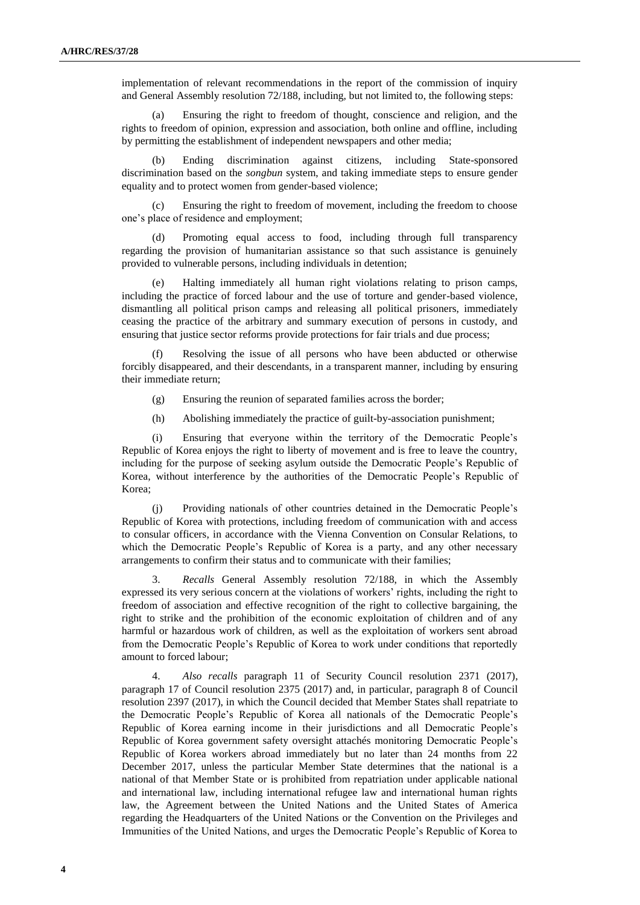implementation of relevant recommendations in the report of the commission of inquiry and General Assembly resolution 72/188, including, but not limited to, the following steps:

(a) Ensuring the right to freedom of thought, conscience and religion, and the rights to freedom of opinion, expression and association, both online and offline, including by permitting the establishment of independent newspapers and other media;

(b) Ending discrimination against citizens, including State-sponsored discrimination based on the *songbun* system, and taking immediate steps to ensure gender equality and to protect women from gender-based violence;

(c) Ensuring the right to freedom of movement, including the freedom to choose one's place of residence and employment;

(d) Promoting equal access to food, including through full transparency regarding the provision of humanitarian assistance so that such assistance is genuinely provided to vulnerable persons, including individuals in detention;

(e) Halting immediately all human right violations relating to prison camps, including the practice of forced labour and the use of torture and gender-based violence, dismantling all political prison camps and releasing all political prisoners, immediately ceasing the practice of the arbitrary and summary execution of persons in custody, and ensuring that justice sector reforms provide protections for fair trials and due process;

(f) Resolving the issue of all persons who have been abducted or otherwise forcibly disappeared, and their descendants, in a transparent manner, including by ensuring their immediate return;

(g) Ensuring the reunion of separated families across the border;

(h) Abolishing immediately the practice of guilt-by-association punishment;

(i) Ensuring that everyone within the territory of the Democratic People's Republic of Korea enjoys the right to liberty of movement and is free to leave the country, including for the purpose of seeking asylum outside the Democratic People's Republic of Korea, without interference by the authorities of the Democratic People's Republic of Korea;

(j) Providing nationals of other countries detained in the Democratic People's Republic of Korea with protections, including freedom of communication with and access to consular officers, in accordance with the Vienna Convention on Consular Relations, to which the Democratic People's Republic of Korea is a party, and any other necessary arrangements to confirm their status and to communicate with their families;

3. *Recalls* General Assembly resolution 72/188, in which the Assembly expressed its very serious concern at the violations of workers' rights, including the right to freedom of association and effective recognition of the right to collective bargaining, the right to strike and the prohibition of the economic exploitation of children and of any harmful or hazardous work of children, as well as the exploitation of workers sent abroad from the Democratic People's Republic of Korea to work under conditions that reportedly amount to forced labour;

4. *Also recalls* paragraph 11 of Security Council resolution 2371 (2017), paragraph 17 of Council resolution 2375 (2017) and, in particular, paragraph 8 of Council resolution 2397 (2017), in which the Council decided that Member States shall repatriate to the Democratic People's Republic of Korea all nationals of the Democratic People's Republic of Korea earning income in their jurisdictions and all Democratic People's Republic of Korea government safety oversight attachés monitoring Democratic People's Republic of Korea workers abroad immediately but no later than 24 months from 22 December 2017, unless the particular Member State determines that the national is a national of that Member State or is prohibited from repatriation under applicable national and international law, including international refugee law and international human rights law, the Agreement between the United Nations and the United States of America regarding the Headquarters of the United Nations or the Convention on the Privileges and Immunities of the United Nations, and urges the Democratic People's Republic of Korea to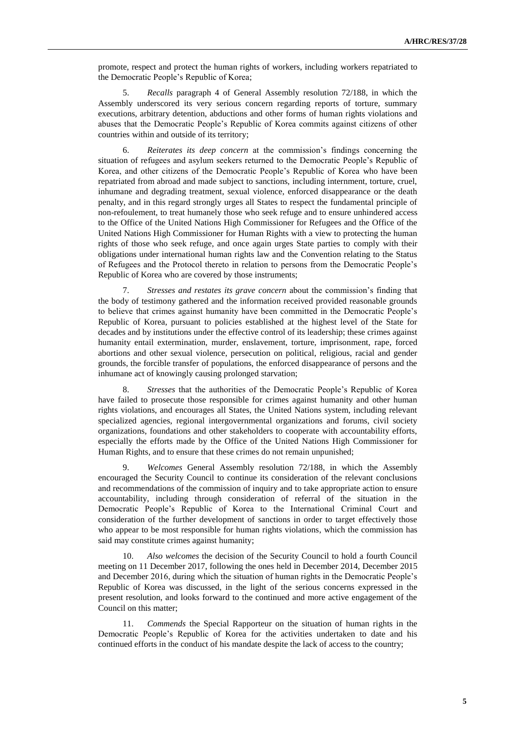promote, respect and protect the human rights of workers, including workers repatriated to the Democratic People's Republic of Korea;

5. *Recalls* paragraph 4 of General Assembly resolution 72/188, in which the Assembly underscored its very serious concern regarding reports of torture, summary executions, arbitrary detention, abductions and other forms of human rights violations and abuses that the Democratic People's Republic of Korea commits against citizens of other countries within and outside of its territory;

6. *Reiterates its deep concern* at the commission's findings concerning the situation of refugees and asylum seekers returned to the Democratic People's Republic of Korea, and other citizens of the Democratic People's Republic of Korea who have been repatriated from abroad and made subject to sanctions, including internment, torture, cruel, inhumane and degrading treatment, sexual violence, enforced disappearance or the death penalty, and in this regard strongly urges all States to respect the fundamental principle of non-refoulement, to treat humanely those who seek refuge and to ensure unhindered access to the Office of the United Nations High Commissioner for Refugees and the Office of the United Nations High Commissioner for Human Rights with a view to protecting the human rights of those who seek refuge, and once again urges State parties to comply with their obligations under international human rights law and the Convention relating to the Status of Refugees and the Protocol thereto in relation to persons from the Democratic People's Republic of Korea who are covered by those instruments;

7. *Stresses and restates its grave concern* about the commission's finding that the body of testimony gathered and the information received provided reasonable grounds to believe that crimes against humanity have been committed in the Democratic People's Republic of Korea, pursuant to policies established at the highest level of the State for decades and by institutions under the effective control of its leadership; these crimes against humanity entail extermination, murder, enslavement, torture, imprisonment, rape, forced abortions and other sexual violence, persecution on political, religious, racial and gender grounds, the forcible transfer of populations, the enforced disappearance of persons and the inhumane act of knowingly causing prolonged starvation;

8. *Stresses* that the authorities of the Democratic People's Republic of Korea have failed to prosecute those responsible for crimes against humanity and other human rights violations, and encourages all States, the United Nations system, including relevant specialized agencies, regional intergovernmental organizations and forums, civil society organizations, foundations and other stakeholders to cooperate with accountability efforts, especially the efforts made by the Office of the United Nations High Commissioner for Human Rights, and to ensure that these crimes do not remain unpunished;

9. *Welcomes* General Assembly resolution 72/188, in which the Assembly encouraged the Security Council to continue its consideration of the relevant conclusions and recommendations of the commission of inquiry and to take appropriate action to ensure accountability, including through consideration of referral of the situation in the Democratic People's Republic of Korea to the International Criminal Court and consideration of the further development of sanctions in order to target effectively those who appear to be most responsible for human rights violations, which the commission has said may constitute crimes against humanity;

10. *Also welcomes* the decision of the Security Council to hold a fourth Council meeting on 11 December 2017, following the ones held in December 2014, December 2015 and December 2016, during which the situation of human rights in the Democratic People's Republic of Korea was discussed, in the light of the serious concerns expressed in the present resolution, and looks forward to the continued and more active engagement of the Council on this matter;

11. *Commends* the Special Rapporteur on the situation of human rights in the Democratic People's Republic of Korea for the activities undertaken to date and his continued efforts in the conduct of his mandate despite the lack of access to the country;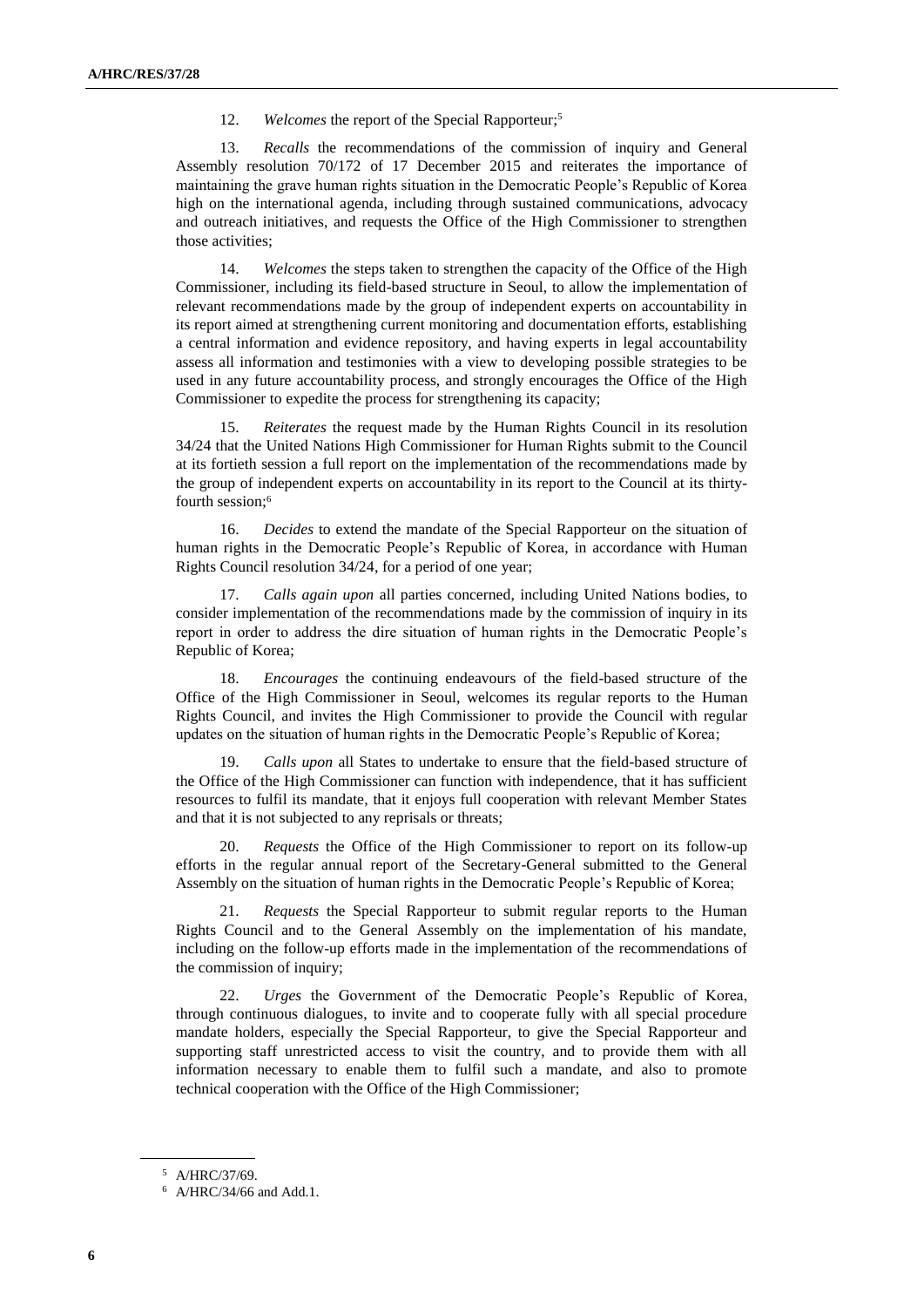12. *Welcomes* the report of the Special Rapporteur;[5]

13. *Recalls* the recommendations of the commission of inquiry and General Assembly resolution 70/172 of 17 December 2015 and reiterates the importance of maintaining the grave human rights situation in the Democratic People's Republic of Korea high on the international agenda, including through sustained communications, advocacy and outreach initiatives, and requests the Office of the High Commissioner to strengthen those activities;

14. *Welcomes* the steps taken to strengthen the capacity of the Office of the High Commissioner, including its field-based structure in Seoul, to allow the implementation of relevant recommendations made by the group of independent experts on accountability in its report aimed at strengthening current monitoring and documentation efforts, establishing a central information and evidence repository, and having experts in legal accountability assess all information and testimonies with a view to developing possible strategies to be used in any future accountability process, and strongly encourages the Office of the High Commissioner to expedite the process for strengthening its capacity;

15. *Reiterates* the request made by the Human Rights Council in its resolution 34/24 that the United Nations High Commissioner for Human Rights submit to the Council at its fortieth session a full report on the implementation of the recommendations made by the group of independent experts on accountability in its report to the Council at its thirty-fourth session;[6]

16. *Decides* to extend the mandate of the Special Rapporteur on the situation of human rights in the Democratic People's Republic of Korea, in accordance with Human Rights Council resolution 34/24, for a period of one year;

17. *Calls again upon* all parties concerned, including United Nations bodies, to consider implementation of the recommendations made by the commission of inquiry in its report in order to address the dire situation of human rights in the Democratic People's Republic of Korea;

18. *Encourages* the continuing endeavours of the field-based structure of the Office of the High Commissioner in Seoul, welcomes its regular reports to the Human Rights Council, and invites the High Commissioner to provide the Council with regular updates on the situation of human rights in the Democratic People's Republic of Korea;

19. *Calls upon* all States to undertake to ensure that the field-based structure of the Office of the High Commissioner can function with independence, that it has sufficient resources to fulfil its mandate, that it enjoys full cooperation with relevant Member States and that it is not subjected to any reprisals or threats;

20. *Requests* the Office of the High Commissioner to report on its follow-up efforts in the regular annual report of the Secretary-General submitted to the General Assembly on the situation of human rights in the Democratic People's Republic of Korea;

21. *Requests* the Special Rapporteur to submit regular reports to the Human Rights Council and to the General Assembly on the implementation of his mandate, including on the follow-up efforts made in the implementation of the recommendations of the commission of inquiry;

22. *Urges* the Government of the Democratic People's Republic of Korea, through continuous dialogues, to invite and to cooperate fully with all special procedure mandate holders, especially the Special Rapporteur, to give the Special Rapporteur and supporting staff unrestricted access to visit the country, and to provide them with all information necessary to enable them to fulfil such a mandate, and also to promote technical cooperation with the Office of the High Commissioner;

---

[5] A/HRC/37/69.

[6] A/HRC/34/66 and Add.1.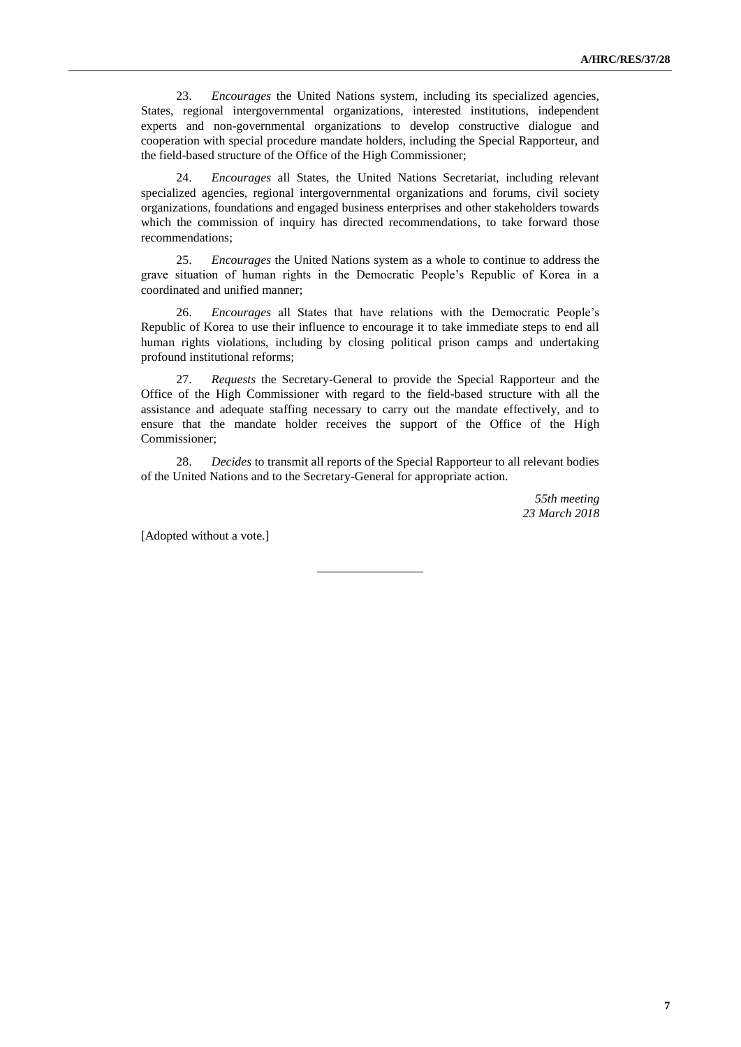23. *Encourages* the United Nations system, including its specialized agencies, States, regional intergovernmental organizations, interested institutions, independent experts and non-governmental organizations to develop constructive dialogue and cooperation with special procedure mandate holders, including the Special Rapporteur, and the field-based structure of the Office of the High Commissioner;

24. *Encourages* all States, the United Nations Secretariat, including relevant specialized agencies, regional intergovernmental organizations and forums, civil society organizations, foundations and engaged business enterprises and other stakeholders towards which the commission of inquiry has directed recommendations, to take forward those recommendations;

25. *Encourages* the United Nations system as a whole to continue to address the grave situation of human rights in the Democratic People's Republic of Korea in a coordinated and unified manner;

26. *Encourages* all States that have relations with the Democratic People's Republic of Korea to use their influence to encourage it to take immediate steps to end all human rights violations, including by closing political prison camps and undertaking profound institutional reforms;

27. *Requests* the Secretary-General to provide the Special Rapporteur and the Office of the High Commissioner with regard to the field-based structure with all the assistance and adequate staffing necessary to carry out the mandate effectively, and to ensure that the mandate holder receives the support of the Office of the High Commissioner;

28. *Decides* to transmit all reports of the Special Rapporteur to all relevant bodies of the United Nations and to the Secretary-General for appropriate action.

*55th meeting*
*23 March 2018*

[Adopted without a vote.]